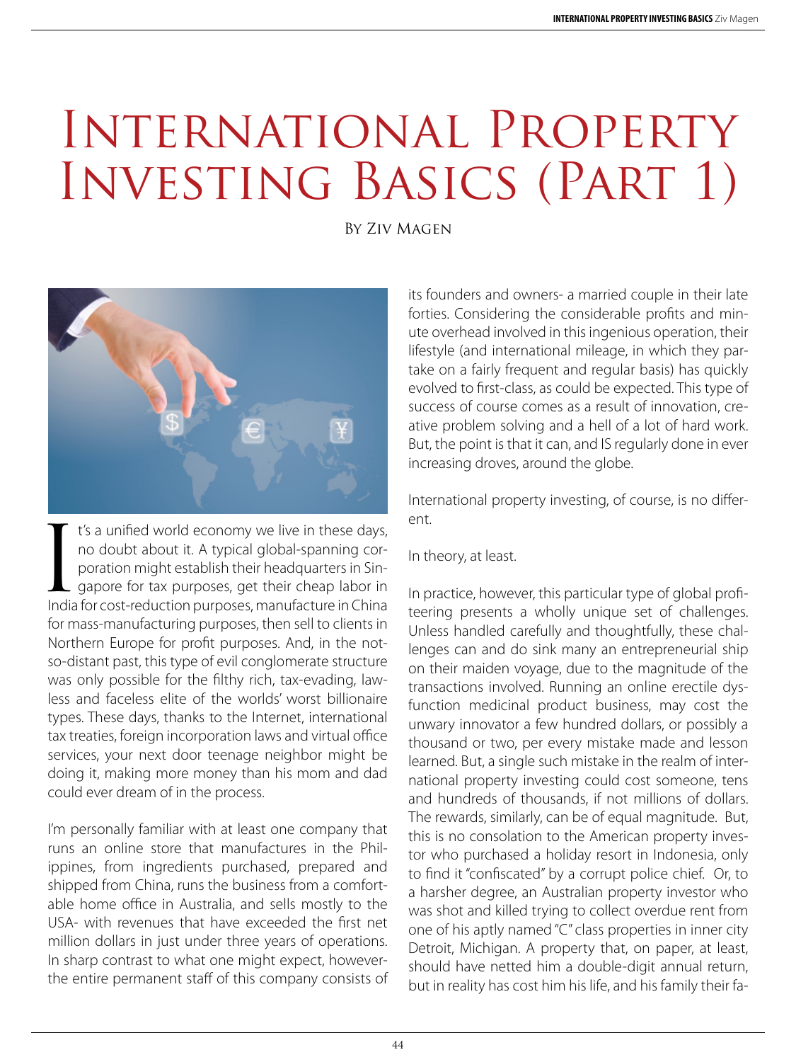# International Property Investing Basics (Part 1)

By Ziv Magen

It's a unified world economy we live in these days, no doubt about it. A typical global-spanning corporation might establish their headquarters in Singapore for tax purposes, get their cheap labor in India for cost-reduction purposes, manufacture in China for mass-manufacturing purposes, then sell to clients in Northern Europe for profit purposes. And, in the not-so-distant past, this type of evil conglomerate structure was only possible for the filthy rich, tax-evading, lawless and faceless elite of the worlds' worst billionaire types. These days, thanks to the Internet, international tax treaties, foreign incorporation laws and virtual office services, your next door teenage neighbor might be doing it, making more money than his mom and dad could ever dream of in the process.

I'm personally familiar with at least one company that runs an online store that manufactures in the Philippines, from ingredients purchased, prepared and shipped from China, runs the business from a comfortable home office in Australia, and sells mostly to the USA- with revenues that have exceeded the first net million dollars in just under three years of operations. In sharp contrast to what one might expect, however- the entire permanent staff of this company consists of its founders and owners- a married couple in their late forties. Considering the considerable profits and minute overhead involved in this ingenious operation, their lifestyle (and international mileage, in which they partake on a fairly frequent and regular basis) has quickly evolved to first-class, as could be expected. This type of success of course comes as a result of innovation, creative problem solving and a hell of a lot of hard work. But, the point is that it can, and IS regularly done in ever increasing droves, around the globe.

International property investing, of course, is no different.

In theory, at least.

In practice, however, this particular type of global profiteering presents a wholly unique set of challenges. Unless handled carefully and thoughtfully, these challenges can and do sink many an entrepreneurial ship on their maiden voyage, due to the magnitude of the transactions involved. Running an online erectile dysfunction medicinal product business, may cost the unwary innovator a few hundred dollars, or possibly a thousand or two, per every mistake made and lesson learned. But, a single such mistake in the realm of international property investing could cost someone, tens and hundreds of thousands, if not millions of dollars. The rewards, similarly, can be of equal magnitude. But, this is no consolation to the American property investor who purchased a holiday resort in Indonesia, only to find it "confiscated" by a corrupt police chief. Or, to a harsher degree, an Australian property investor who was shot and killed trying to collect overdue rent from one of his aptly named "C" class properties in inner city Detroit, Michigan. A property that, on paper, at least, should have netted him a double-digit annual return, but in reality has cost him his life, and his family their fa-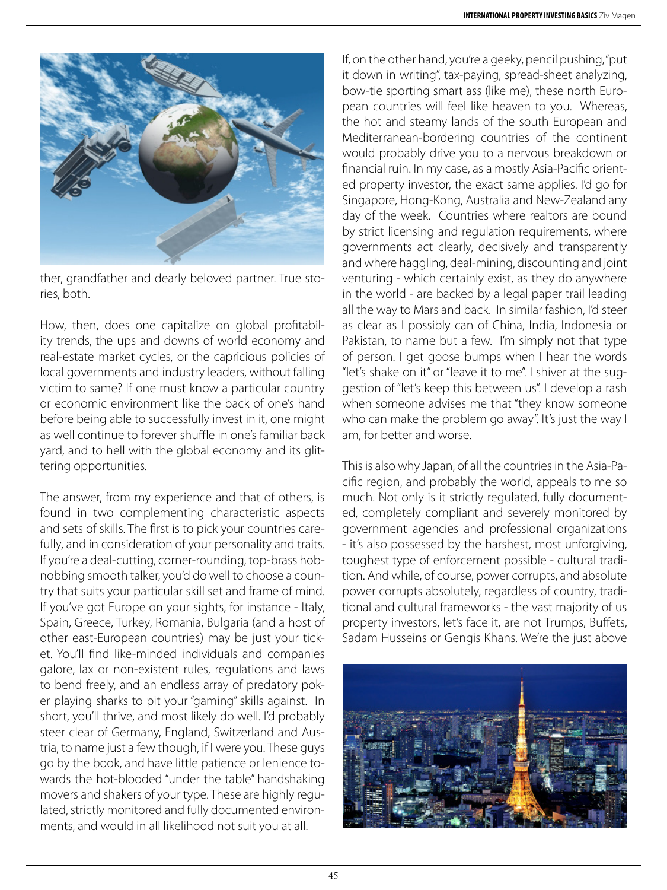ther, grandfather and dearly beloved partner. True stories, both.

How, then, does one capitalize on global profitability trends, the ups and downs of world economy and real-estate market cycles, or the capricious policies of local governments and industry leaders, without falling victim to same? If one must know a particular country or economic environment like the back of one's hand before being able to successfully invest in it, one might as well continue to forever shuffle in one's familiar back yard, and to hell with the global economy and its glittering opportunities.

The answer, from my experience and that of others, is found in two complementing characteristic aspects and sets of skills. The first is to pick your countries carefully, and in consideration of your personality and traits. If you're a deal-cutting, corner-rounding, top-brass hobnobbing smooth talker, you'd do well to choose a country that suits your particular skill set and frame of mind. If you've got Europe on your sights, for instance - Italy, Spain, Greece, Turkey, Romania, Bulgaria (and a host of other east-European countries) may be just your ticket. You'll find like-minded individuals and companies galore, lax or non-existent rules, regulations and laws to bend freely, and an endless array of predatory poker playing sharks to pit your "gaming" skills against. In short, you'll thrive, and most likely do well. I'd probably steer clear of Germany, England, Switzerland and Austria, to name just a few though, if I were you. These guys go by the book, and have little patience or lenience towards the hot-blooded "under the table" handshaking movers and shakers of your type. These are highly regulated, strictly monitored and fully documented environments, and would in all likelihood not suit you at all.

If, on the other hand, you're a geeky, pencil pushing, "put it down in writing", tax-paying, spread-sheet analyzing, bow-tie sporting smart ass (like me), these north European countries will feel like heaven to you. Whereas, the hot and steamy lands of the south European and Mediterranean-bordering countries of the continent would probably drive you to a nervous breakdown or financial ruin. In my case, as a mostly Asia-Pacific oriented property investor, the exact same applies. I'd go for Singapore, Hong-Kong, Australia and New-Zealand any day of the week. Countries where realtors are bound by strict licensing and regulation requirements, where governments act clearly, decisively and transparently and where haggling, deal-mining, discounting and joint venturing - which certainly exist, as they do anywhere in the world - are backed by a legal paper trail leading all the way to Mars and back. In similar fashion, I'd steer as clear as I possibly can of China, India, Indonesia or Pakistan, to name but a few. I'm simply not that type of person. I get goose bumps when I hear the words "let's shake on it" or "leave it to me". I shiver at the suggestion of "let's keep this between us". I develop a rash when someone advises me that "they know someone who can make the problem go away". It's just the way I am, for better and worse.

This is also why Japan, of all the countries in the Asia-Pacific region, and probably the world, appeals to me so much. Not only is it strictly regulated, fully documented, completely compliant and severely monitored by government agencies and professional organizations - it's also possessed by the harshest, most unforgiving, toughest type of enforcement possible - cultural tradition. And while, of course, power corrupts, and absolute power corrupts absolutely, regardless of country, traditional and cultural frameworks - the vast majority of us property investors, let's face it, are not Trumps, Buffets, Sadam Husseins or Gengis Khans. We're the just above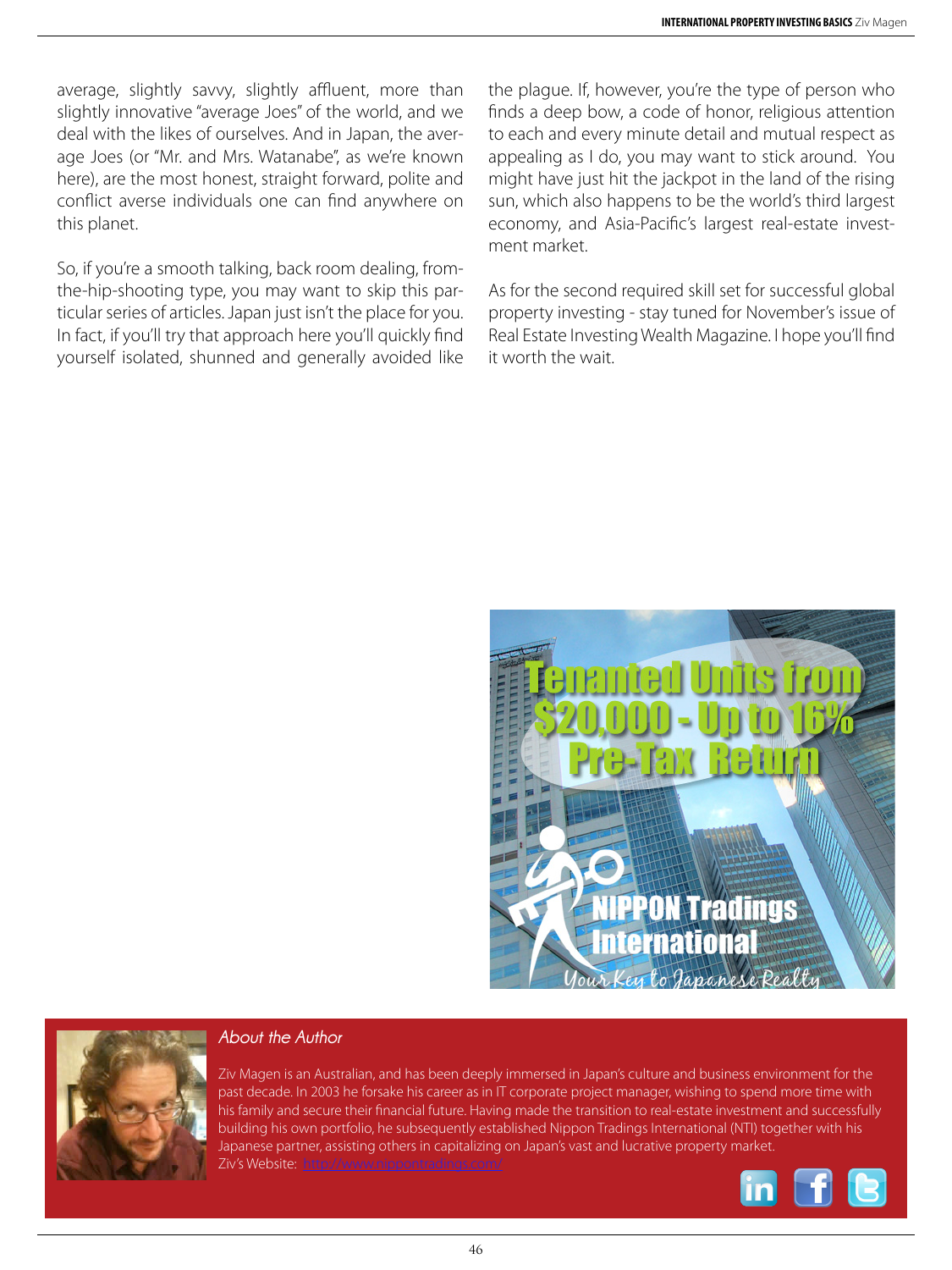average, slightly savvy, slightly affluent, more than slightly innovative "average Joes" of the world, and we deal with the likes of ourselves. And in Japan, the average Joes (or "Mr. and Mrs. Watanabe", as we're known here), are the most honest, straight forward, polite and conflict averse individuals one can find anywhere on this planet.

So, if you're a smooth talking, back room dealing, from-the-hip-shooting type, you may want to skip this particular series of articles. Japan just isn't the place for you. In fact, if you'll try that approach here you'll quickly find yourself isolated, shunned and generally avoided like the plague. If, however, you're the type of person who finds a deep bow, a code of honor, religious attention to each and every minute detail and mutual respect as appealing as I do, you may want to stick around. You might have just hit the jackpot in the land of the rising sun, which also happens to be the world's third largest economy, and Asia-Pacific's largest real-estate investment market.

As for the second required skill set for successful global property investing - stay tuned for November's issue of Real Estate Investing Wealth Magazine. I hope you'll find it worth the wait.

Tenanted Units from $20,000 - Up to 16% Pre-Tax Return

NIPPON Tradings International

Your Key to Japanese Realty

*About the Author*

Ziv Magen is an Australian, and has been deeply immersed in Japan's culture and business environment for the past decade. In 2003 he forsake his career as in IT corporate project manager, wishing to spend more time with his family and secure their financial future. Having made the transition to real-estate investment and successfully building his own portfolio, he subsequently established Nippon Tradings International (NTI) together with his Japanese partner, assisting others in capitalizing on Japan's vast and lucrative property market.

Ziv's Website: http://www.nippontradings.com/